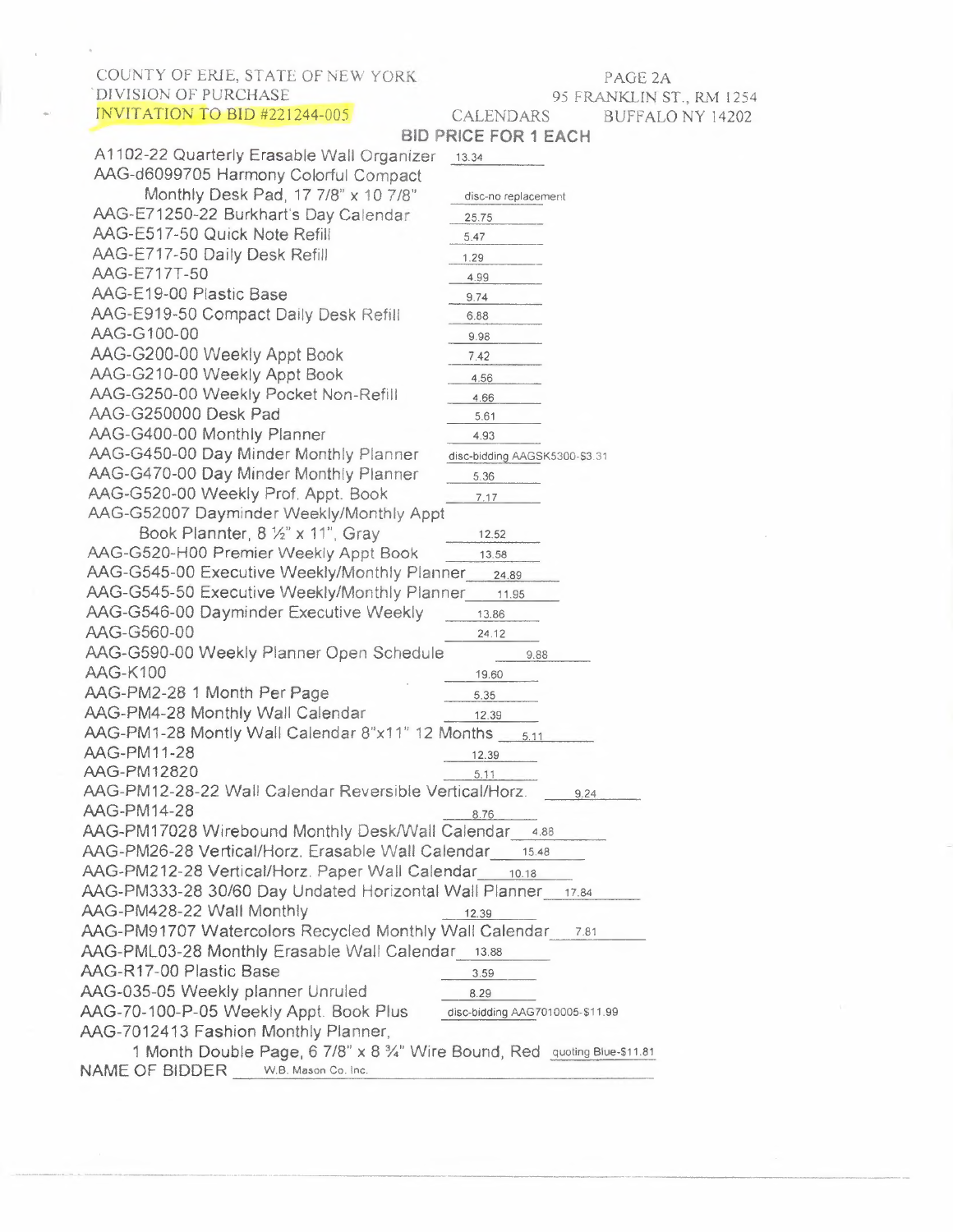COUNTY OF ERIE, STATE OF NEW YORK
DIVISION OF PURCHASE
INVITATION TO BID #221244-005

CALENDARS

95 FRANKLIN ST., RM 1254
BUFFALO NY 14202

**BID PRICE FOR 1 EACH**

| Item | Bid Price |
|---|---|
| A1102-22 Quarterly Erasable Wall Organizer | 13.34 |
| AAG-d6099705 Harmony Colorful Compact Monthly Desk Pad, 17 7/8" x 10 7/8" | disc-no replacement |
| AAG-E71250-22 Burkhart's Day Calendar | 25.75 |
| AAG-E517-50 Quick Note Refill | 5.47 |
| AAG-E717-50 Daily Desk Refill | 1.29 |
| AAG-E717T-50 | 4.99 |
| AAG-E19-00 Plastic Base | 9.74 |
| AAG-E919-50 Compact Daily Desk Refill | 6.88 |
| AAG-G100-00 | 9.98 |
| AAG-G200-00 Weekly Appt Book | 7.42 |
| AAG-G210-00 Weekly Appt Book | 4.56 |
| AAG-G250-00 Weekly Pocket Non-Refill | 4.66 |
| AAG-G250000 Desk Pad | 5.61 |
| AAG-G400-00 Monthly Planner | 4.93 |
| AAG-G450-00 Day Minder Monthly Planner | disc-bidding AAGSK5300-$3.31 |
| AAG-G470-00 Day Minder Monthly Planner | 5.36 |
| AAG-G520-00 Weekly Prof. Appt. Book | 7.17 |
| AAG-G52007 Dayminder Weekly/Monthly Appt Book Plannter, 8 ½" x 11", Gray | 12.52 |
| AAG-G520-H00 Premier Weekly Appt Book | 13.58 |
| AAG-G545-00 Executive Weekly/Monthly Planner | 24.89 |
| AAG-G545-50 Executive Weekly/Monthly Planner | 11.95 |
| AAG-G546-00 Dayminder Executive Weekly | 13.86 |
| AAG-G560-00 | 24.12 |
| AAG-G590-00 Weekly Planner Open Schedule | 9.88 |
| AAG-K100 | 19.60 |
| AAG-PM2-28 1 Month Per Page | 5.35 |
| AAG-PM4-28 Monthly Wall Calendar | 12.39 |
| AAG-PM1-28 Montly Wall Calendar 8"x11" 12 Months | 5.11 |
| AAG-PM11-28 | 12.39 |
| AAG-PM12820 | 5.11 |
| AAG-PM12-28-22 Wall Calendar Reversible Vertical/Horz. | 9.24 |
| AAG-PM14-28 | 8.76 |
| AAG-PM17028 Wirebound Monthly Desk/Wall Calendar | 4.88 |
| AAG-PM26-28 Vertical/Horz. Erasable Wall Calendar | 15.48 |
| AAG-PM212-28 Vertical/Horz. Paper Wall Calendar | 10.18 |
| AAG-PM333-28 30/60 Day Undated Horizontal Wall Planner | 17.84 |
| AAG-PM428-22 Wall Monthly | 12.39 |
| AAG-PM91707 Watercolors Recycled Monthly Wall Calendar | 7.81 |
| AAG-PML03-28 Monthly Erasable Wall Calendar | 13.88 |
| AAG-R17-00 Plastic Base | 3.59 |
| AAG-035-05 Weekly planner Unruled | 8.29 |
| AAG-70-100-P-05 Weekly Appt. Book Plus | disc-bidding AAG7010005-$11.99 |
| AAG-7012413 Fashion Monthly Planner, 1 Month Double Page, 6 7/8" x 8 ¾" Wire Bound, Red | quoting Blue-$11.81 |

NAME OF BIDDER W.B. Mason Co. Inc.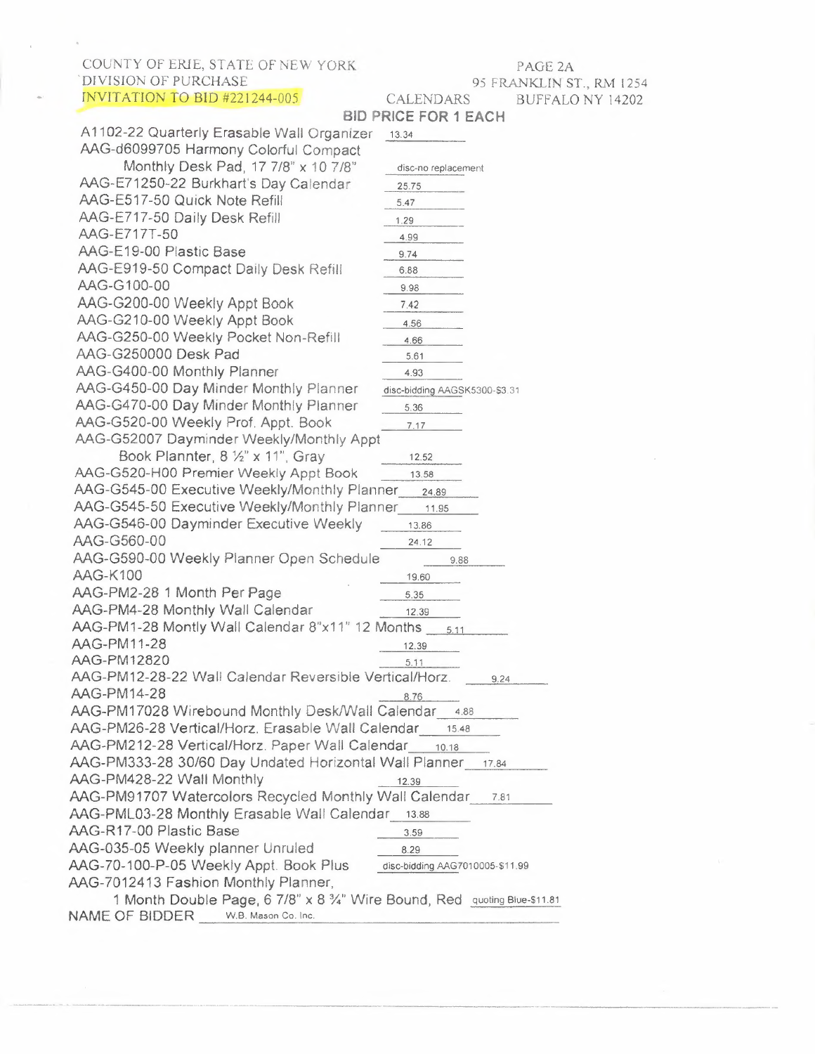COUNTY OF ERIE, STATE OF NEW YORK
DIVISION OF PURCHASE
INVITATION TO BID #221244-005

CALENDARS

95 FRANKLIN ST., RM 1254
BUFFALO NY 14202

**BID PRICE FOR 1 EACH**

| Item | Bid Price |
|---|---|
| A1102-22 Quarterly Erasable Wall Organizer | 13.34 |
| AAG-d6099705 Harmony Colorful Compact Monthly Desk Pad, 17 7/8" x 10 7/8" | disc-no replacement |
| AAG-E71250-22 Burkhart's Day Calendar | 25.75 |
| AAG-E517-50 Quick Note Refill | 5.47 |
| AAG-E717-50 Daily Desk Refill | 1.29 |
| AAG-E717T-50 | 4.99 |
| AAG-E19-00 Plastic Base | 9.74 |
| AAG-E919-50 Compact Daily Desk Refill | 6.88 |
| AAG-G100-00 | 9.98 |
| AAG-G200-00 Weekly Appt Book | 7.42 |
| AAG-G210-00 Weekly Appt Book | 4.56 |
| AAG-G250-00 Weekly Pocket Non-Refill | 4.66 |
| AAG-G250000 Desk Pad | 5.61 |
| AAG-G400-00 Monthly Planner | 4.93 |
| AAG-G450-00 Day Minder Monthly Planner | disc-bidding AAGSK5300-$3.31 |
| AAG-G470-00 Day Minder Monthly Planner | 5.36 |
| AAG-G520-00 Weekly Prof. Appt. Book | 7.17 |
| AAG-G52007 Dayminder Weekly/Monthly Appt Book Plannter, 8 ½" x 11", Gray | 12.52 |
| AAG-G520-H00 Premier Weekly Appt Book | 13.58 |
| AAG-G545-00 Executive Weekly/Monthly Planner | 24.89 |
| AAG-G545-50 Executive Weekly/Monthly Planner | 11.95 |
| AAG-G546-00 Dayminder Executive Weekly | 13.86 |
| AAG-G560-00 | 24.12 |
| AAG-G590-00 Weekly Planner Open Schedule | 9.88 |
| AAG-K100 | 19.60 |
| AAG-PM2-28 1 Month Per Page | 5.35 |
| AAG-PM4-28 Monthly Wall Calendar | 12.39 |
| AAG-PM1-28 Montly Wall Calendar 8"x11" 12 Months | 5.11 |
| AAG-PM11-28 | 12.39 |
| AAG-PM12820 | 5.11 |
| AAG-PM12-28-22 Wall Calendar Reversible Vertical/Horz. | 9.24 |
| AAG-PM14-28 | 8.76 |
| AAG-PM17028 Wirebound Monthly Desk/Wall Calendar | 4.88 |
| AAG-PM26-28 Vertical/Horz. Erasable Wall Calendar | 15.48 |
| AAG-PM212-28 Vertical/Horz. Paper Wall Calendar | 10.18 |
| AAG-PM333-28 30/60 Day Undated Horizontal Wall Planner | 17.84 |
| AAG-PM428-22 Wall Monthly | 12.39 |
| AAG-PM91707 Watercolors Recycled Monthly Wall Calendar | 7.81 |
| AAG-PML03-28 Monthly Erasable Wall Calendar | 13.88 |
| AAG-R17-00 Plastic Base | 3.59 |
| AAG-035-05 Weekly planner Unruled | 8.29 |
| AAG-70-100-P-05 Weekly Appt. Book Plus | disc-bidding AAG7010005-$11.99 |
| AAG-7012413 Fashion Monthly Planner, 1 Month Double Page, 6 7/8" x 8 ¾" Wire Bound, Red | quoting Blue-$11.81 |

NAME OF BIDDER W.B. Mason Co. Inc.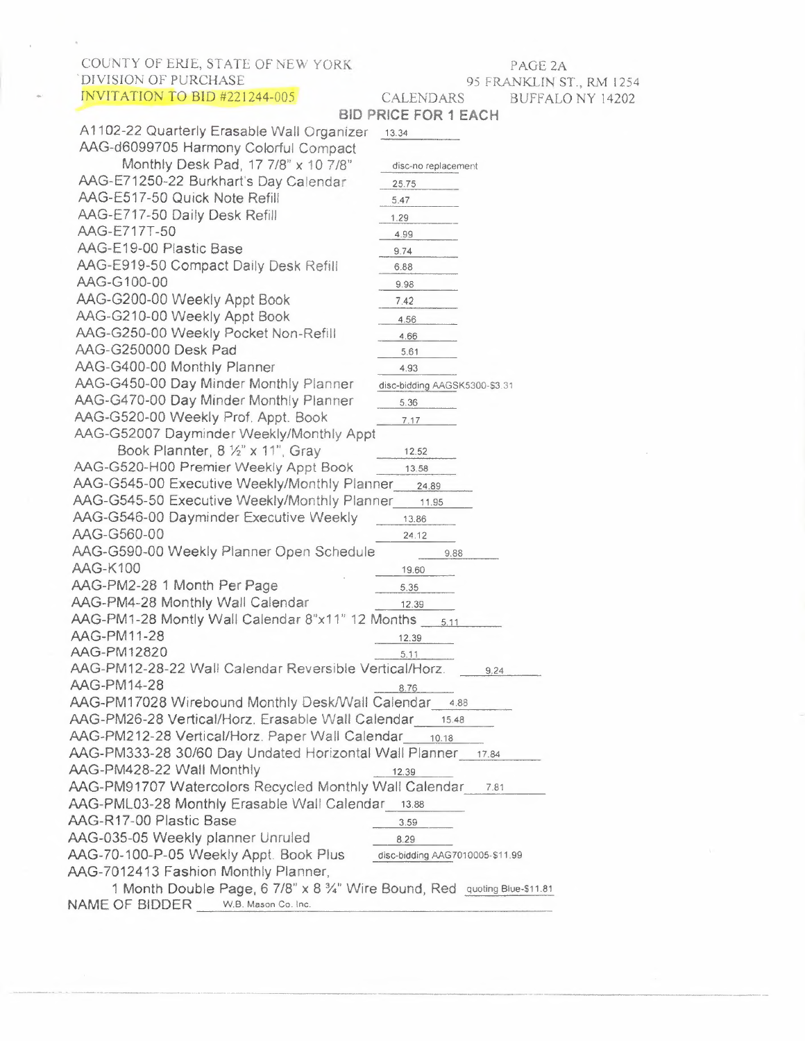COUNTY OF ERIE, STATE OF NEW YORK
DIVISION OF PURCHASE
INVITATION TO BID #221244-005

CALENDARS

95 FRANKLIN ST., RM 1254
BUFFALO NY 14202

**BID PRICE FOR 1 EACH**

| | |
|---|---|
| A1102-22 Quarterly Erasable Wall Organizer | 13.34 |
| AAG-d6099705 Harmony Colorful Compact Monthly Desk Pad, 17 7/8" x 10 7/8" | disc-no replacement |
| AAG-E71250-22 Burkhart's Day Calendar | 25.75 |
| AAG-E517-50 Quick Note Refill | 5.47 |
| AAG-E717-50 Daily Desk Refill | 1.29 |
| AAG-E717T-50 | 4.99 |
| AAG-E19-00 Plastic Base | 9.74 |
| AAG-E919-50 Compact Daily Desk Refill | 6.88 |
| AAG-G100-00 | 9.98 |
| AAG-G200-00 Weekly Appt Book | 7.42 |
| AAG-G210-00 Weekly Appt Book | 4.56 |
| AAG-G250-00 Weekly Pocket Non-Refill | 4.66 |
| AAG-G250000 Desk Pad | 5.61 |
| AAG-G400-00 Monthly Planner | 4.93 |
| AAG-G450-00 Day Minder Monthly Planner | disc-bidding AAGSK5300-$3.31 |
| AAG-G470-00 Day Minder Monthly Planner | 5.36 |
| AAG-G520-00 Weekly Prof. Appt. Book | 7.17 |
| AAG-G52007 Dayminder Weekly/Monthly Appt Book Plannter, 8 ½" x 11", Gray | 12.52 |
| AAG-G520-H00 Premier Weekly Appt Book | 13.58 |
| AAG-G545-00 Executive Weekly/Monthly Planner | 24.89 |
| AAG-G545-50 Executive Weekly/Monthly Planner | 11.95 |
| AAG-G546-00 Dayminder Executive Weekly | 13.86 |
| AAG-G560-00 | 24.12 |
| AAG-G590-00 Weekly Planner Open Schedule | 9.88 |
| AAG-K100 | 19.60 |
| AAG-PM2-28 1 Month Per Page | 5.35 |
| AAG-PM4-28 Monthly Wall Calendar | 12.39 |
| AAG-PM1-28 Montly Wall Calendar 8"x11" 12 Months | 5.11 |
| AAG-PM11-28 | 12.39 |
| AAG-PM12820 | 5.11 |
| AAG-PM12-28-22 Wall Calendar Reversible Vertical/Horz. | 9.24 |
| AAG-PM14-28 | 8.76 |
| AAG-PM17028 Wirebound Monthly Desk/Wall Calendar | 4.88 |
| AAG-PM26-28 Vertical/Horz. Erasable Wall Calendar | 15.48 |
| AAG-PM212-28 Vertical/Horz. Paper Wall Calendar | 10.18 |
| AAG-PM333-28 30/60 Day Undated Horizontal Wall Planner | 17.84 |
| AAG-PM428-22 Wall Monthly | 12.39 |
| AAG-PM91707 Watercolors Recycled Monthly Wall Calendar | 7.81 |
| AAG-PML03-28 Monthly Erasable Wall Calendar | 13.88 |
| AAG-R17-00 Plastic Base | 3.59 |
| AAG-035-05 Weekly planner Unruled | 8.29 |
| AAG-70-100-P-05 Weekly Appt. Book Plus | disc-bidding AAG7010005-$11.99 |
| AAG-7012413 Fashion Monthly Planner, 1 Month Double Page, 6 7/8" x 8 ¾" Wire Bound, Red | quoting Blue-$11.81 |

NAME OF BIDDER W.B. Mason Co. Inc.